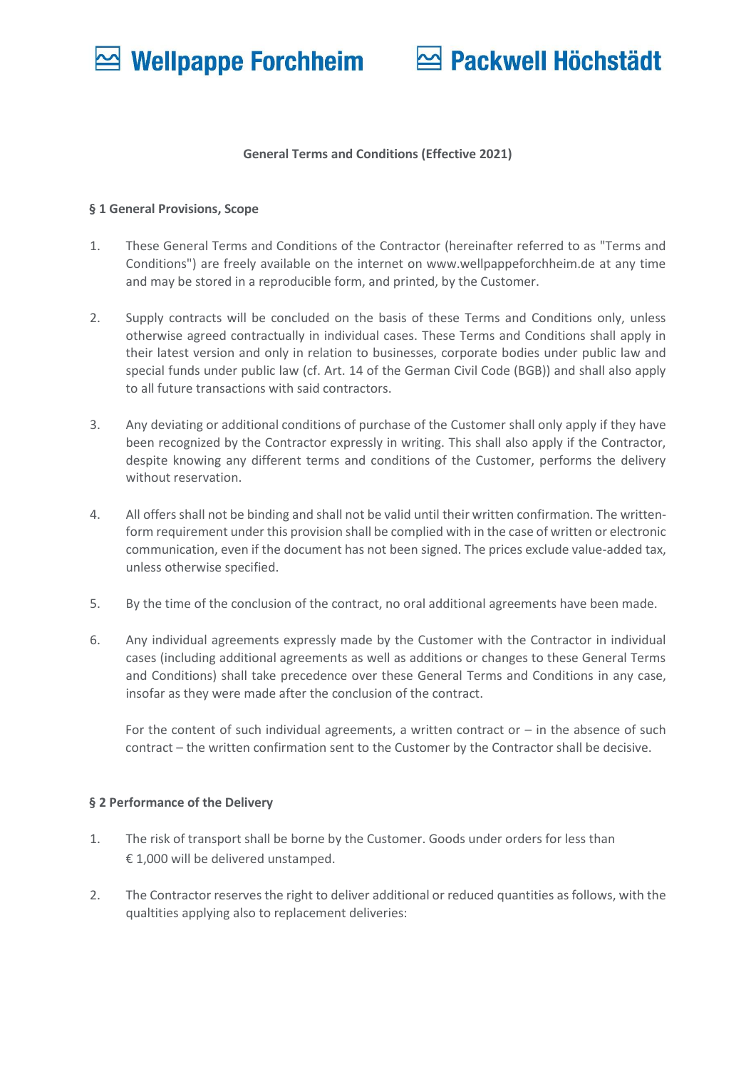# Wellpappe Forchheim    Packwell Höchstädt

**General Terms and Conditions (Effective 2021)**

## § 1 General Provisions, Scope

1. These General Terms and Conditions of the Contractor (hereinafter referred to as "Terms and Conditions") are freely available on the internet on www.wellpappeforchheim.de at any time and may be stored in a reproducible form, and printed, by the Customer.

2. Supply contracts will be concluded on the basis of these Terms and Conditions only, unless otherwise agreed contractually in individual cases. These Terms and Conditions shall apply in their latest version and only in relation to businesses, corporate bodies under public law and special funds under public law (cf. Art. 14 of the German Civil Code (BGB)) and shall also apply to all future transactions with said contractors.

3. Any deviating or additional conditions of purchase of the Customer shall only apply if they have been recognized by the Contractor expressly in writing. This shall also apply if the Contractor, despite knowing any different terms and conditions of the Customer, performs the delivery without reservation.

4. All offers shall not be binding and shall not be valid until their written confirmation. The written-form requirement under this provision shall be complied with in the case of written or electronic communication, even if the document has not been signed. The prices exclude value-added tax, unless otherwise specified.

5. By the time of the conclusion of the contract, no oral additional agreements have been made.

6. Any individual agreements expressly made by the Customer with the Contractor in individual cases (including additional agreements as well as additions or changes to these General Terms and Conditions) shall take precedence over these General Terms and Conditions in any case, insofar as they were made after the conclusion of the contract.

   For the content of such individual agreements, a written contract or – in the absence of such contract – the written confirmation sent to the Customer by the Contractor shall be decisive.

## § 2 Performance of the Delivery

1. The risk of transport shall be borne by the Customer. Goods under orders for less than € 1,000 will be delivered unstamped.

2. The Contractor reserves the right to deliver additional or reduced quantities as follows, with the qualtities applying also to replacement deliveries: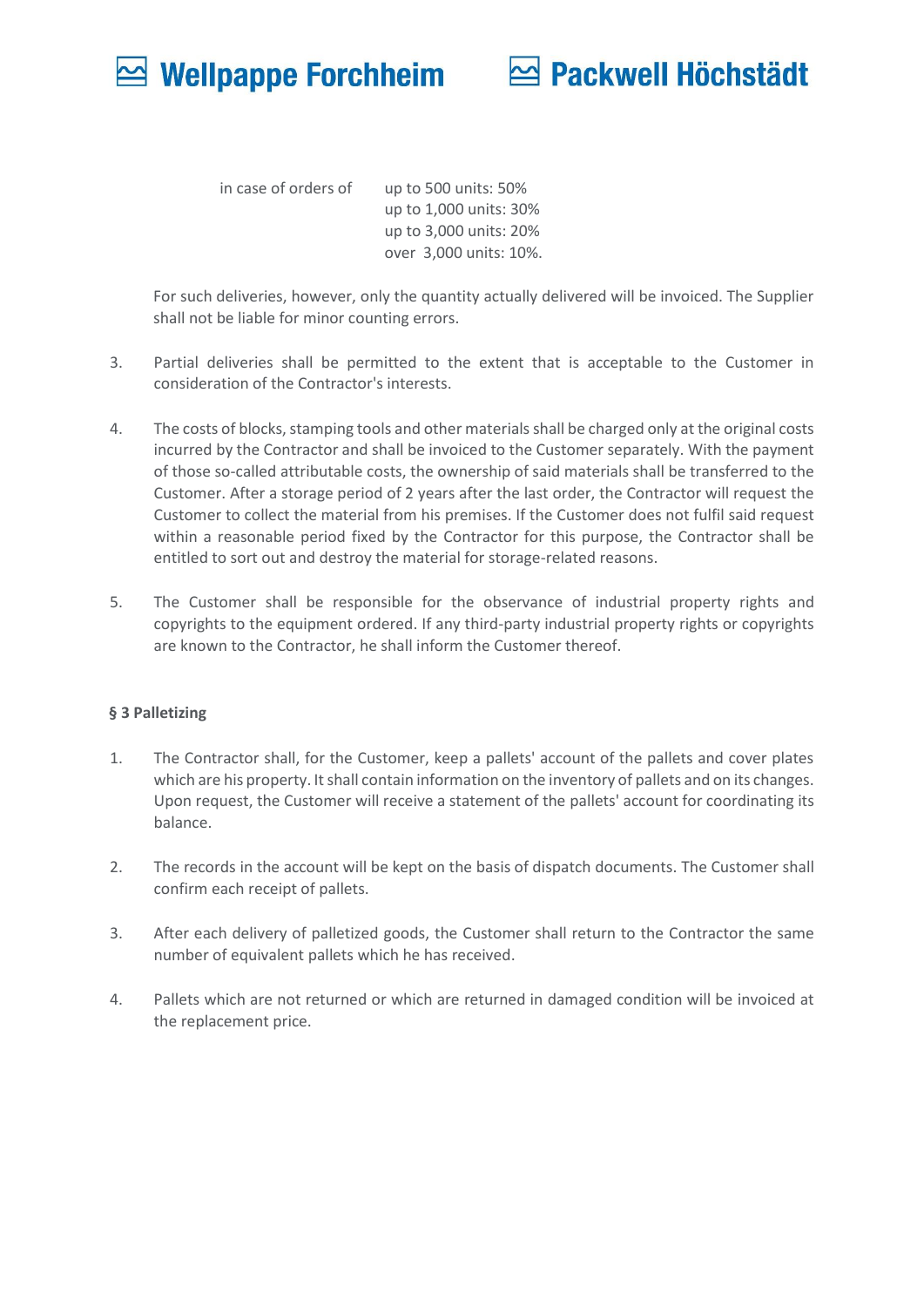in case of orders of up to 500 units: 50%
up to 1,000 units: 30%
up to 3,000 units: 20%
over 3,000 units: 10%.

For such deliveries, however, only the quantity actually delivered will be invoiced. The Supplier shall not be liable for minor counting errors.

3. Partial deliveries shall be permitted to the extent that is acceptable to the Customer in consideration of the Contractor's interests.

4. The costs of blocks, stamping tools and other materials shall be charged only at the original costs incurred by the Contractor and shall be invoiced to the Customer separately. With the payment of those so-called attributable costs, the ownership of said materials shall be transferred to the Customer. After a storage period of 2 years after the last order, the Contractor will request the Customer to collect the material from his premises. If the Customer does not fulfil said request within a reasonable period fixed by the Contractor for this purpose, the Contractor shall be entitled to sort out and destroy the material for storage-related reasons.

5. The Customer shall be responsible for the observance of industrial property rights and copyrights to the equipment ordered. If any third-party industrial property rights or copyrights are known to the Contractor, he shall inform the Customer thereof.

### § 3 Palletizing

1. The Contractor shall, for the Customer, keep a pallets' account of the pallets and cover plates which are his property. It shall contain information on the inventory of pallets and on its changes. Upon request, the Customer will receive a statement of the pallets' account for coordinating its balance.

2. The records in the account will be kept on the basis of dispatch documents. The Customer shall confirm each receipt of pallets.

3. After each delivery of palletized goods, the Customer shall return to the Contractor the same number of equivalent pallets which he has received.

4. Pallets which are not returned or which are returned in damaged condition will be invoiced at the replacement price.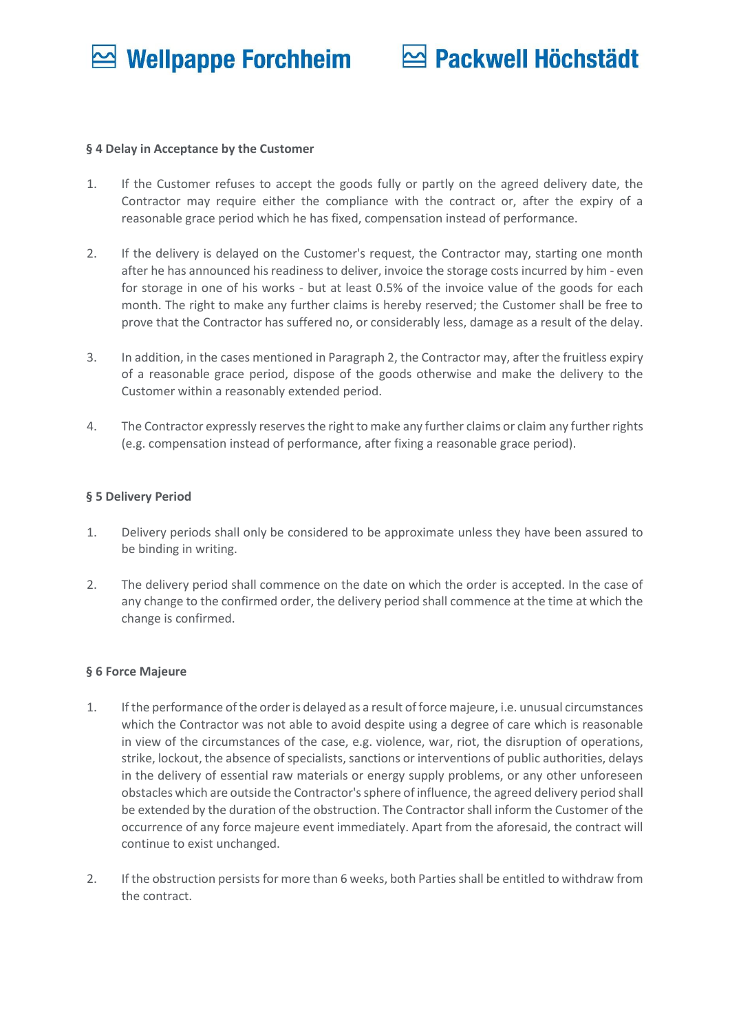## § 4 Delay in Acceptance by the Customer

1. If the Customer refuses to accept the goods fully or partly on the agreed delivery date, the Contractor may require either the compliance with the contract or, after the expiry of a reasonable grace period which he has fixed, compensation instead of performance.

2. If the delivery is delayed on the Customer's request, the Contractor may, starting one month after he has announced his readiness to deliver, invoice the storage costs incurred by him - even for storage in one of his works - but at least 0.5% of the invoice value of the goods for each month. The right to make any further claims is hereby reserved; the Customer shall be free to prove that the Contractor has suffered no, or considerably less, damage as a result of the delay.

3. In addition, in the cases mentioned in Paragraph 2, the Contractor may, after the fruitless expiry of a reasonable grace period, dispose of the goods otherwise and make the delivery to the Customer within a reasonably extended period.

4. The Contractor expressly reserves the right to make any further claims or claim any further rights (e.g. compensation instead of performance, after fixing a reasonable grace period).

## § 5 Delivery Period

1. Delivery periods shall only be considered to be approximate unless they have been assured to be binding in writing.

2. The delivery period shall commence on the date on which the order is accepted. In the case of any change to the confirmed order, the delivery period shall commence at the time at which the change is confirmed.

## § 6 Force Majeure

1. If the performance of the order is delayed as a result of force majeure, i.e. unusual circumstances which the Contractor was not able to avoid despite using a degree of care which is reasonable in view of the circumstances of the case, e.g. violence, war, riot, the disruption of operations, strike, lockout, the absence of specialists, sanctions or interventions of public authorities, delays in the delivery of essential raw materials or energy supply problems, or any other unforeseen obstacles which are outside the Contractor's sphere of influence, the agreed delivery period shall be extended by the duration of the obstruction. The Contractor shall inform the Customer of the occurrence of any force majeure event immediately. Apart from the aforesaid, the contract will continue to exist unchanged.

2. If the obstruction persists for more than 6 weeks, both Parties shall be entitled to withdraw from the contract.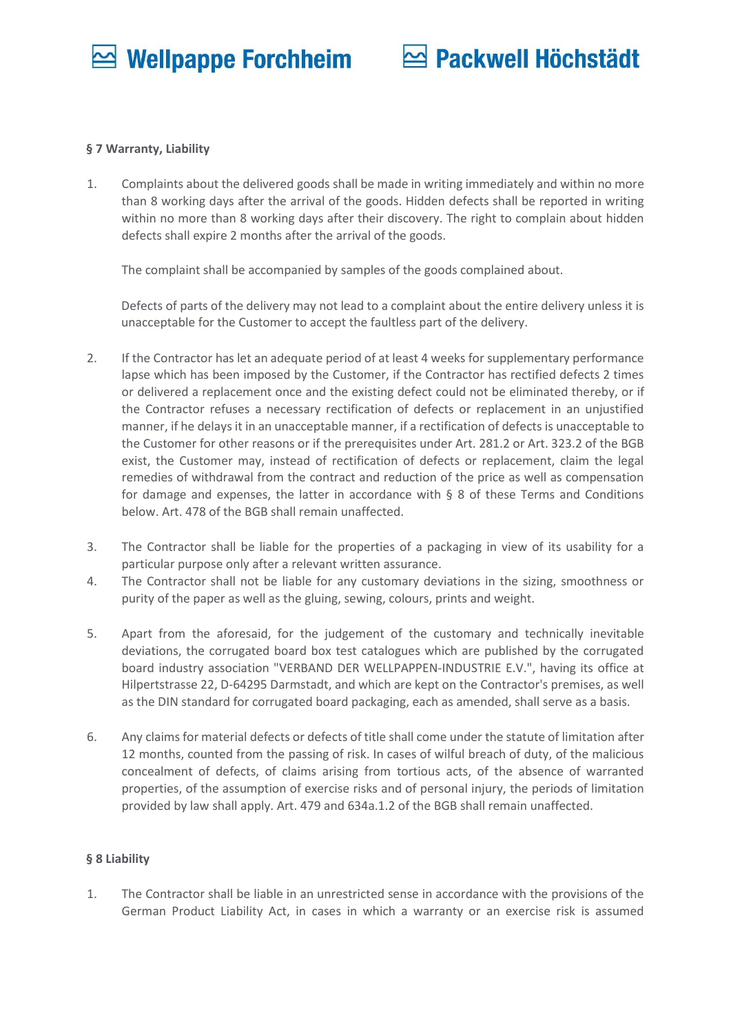## § 7 Warranty, Liability

1. Complaints about the delivered goods shall be made in writing immediately and within no more than 8 working days after the arrival of the goods. Hidden defects shall be reported in writing within no more than 8 working days after their discovery. The right to complain about hidden defects shall expire 2 months after the arrival of the goods.

   The complaint shall be accompanied by samples of the goods complained about.

   Defects of parts of the delivery may not lead to a complaint about the entire delivery unless it is unacceptable for the Customer to accept the faultless part of the delivery.

2. If the Contractor has let an adequate period of at least 4 weeks for supplementary performance lapse which has been imposed by the Customer, if the Contractor has rectified defects 2 times or delivered a replacement once and the existing defect could not be eliminated thereby, or if the Contractor refuses a necessary rectification of defects or replacement in an unjustified manner, if he delays it in an unacceptable manner, if a rectification of defects is unacceptable to the Customer for other reasons or if the prerequisites under Art. 281.2 or Art. 323.2 of the BGB exist, the Customer may, instead of rectification of defects or replacement, claim the legal remedies of withdrawal from the contract and reduction of the price as well as compensation for damage and expenses, the latter in accordance with § 8 of these Terms and Conditions below. Art. 478 of the BGB shall remain unaffected.

3. The Contractor shall be liable for the properties of a packaging in view of its usability for a particular purpose only after a relevant written assurance.
4. The Contractor shall not be liable for any customary deviations in the sizing, smoothness or purity of the paper as well as the gluing, sewing, colours, prints and weight.

5. Apart from the aforesaid, for the judgement of the customary and technically inevitable deviations, the corrugated board box test catalogues which are published by the corrugated board industry association "VERBAND DER WELLPAPPEN-INDUSTRIE E.V.", having its office at Hilpertstrasse 22, D-64295 Darmstadt, and which are kept on the Contractor's premises, as well as the DIN standard for corrugated board packaging, each as amended, shall serve as a basis.

6. Any claims for material defects or defects of title shall come under the statute of limitation after 12 months, counted from the passing of risk. In cases of wilful breach of duty, of the malicious concealment of defects, of claims arising from tortious acts, of the absence of warranted properties, of the assumption of exercise risks and of personal injury, the periods of limitation provided by law shall apply. Art. 479 and 634a.1.2 of the BGB shall remain unaffected.

## § 8 Liability

1. The Contractor shall be liable in an unrestricted sense in accordance with the provisions of the German Product Liability Act, in cases in which a warranty or an exercise risk is assumed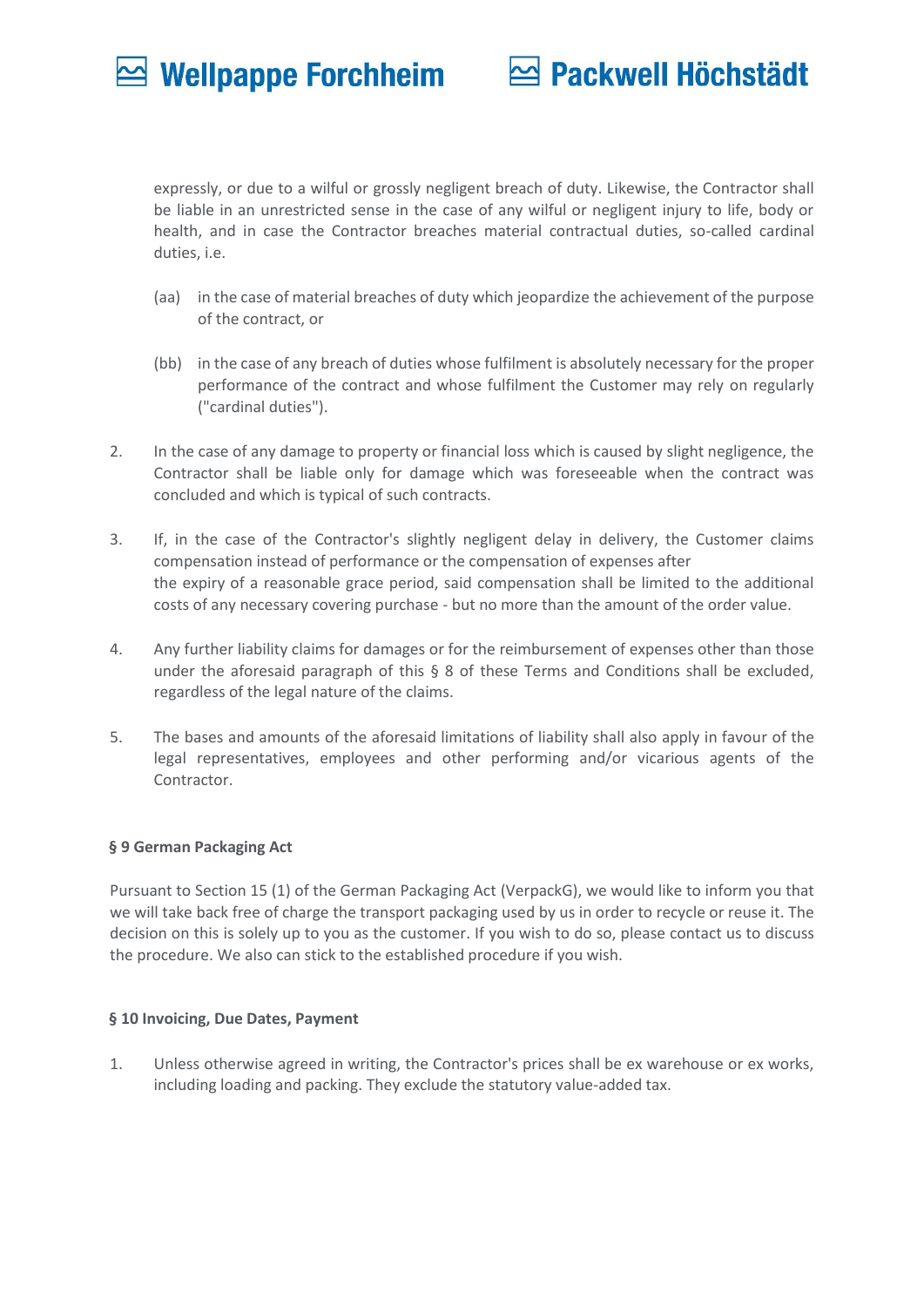expressly, or due to a wilful or grossly negligent breach of duty. Likewise, the Contractor shall be liable in an unrestricted sense in the case of any wilful or negligent injury to life, body or health, and in case the Contractor breaches material contractual duties, so-called cardinal duties, i.e.

(aa) in the case of material breaches of duty which jeopardize the achievement of the purpose of the contract, or

(bb) in the case of any breach of duties whose fulfilment is absolutely necessary for the proper performance of the contract and whose fulfilment the Customer may rely on regularly ("cardinal duties").

2. In the case of any damage to property or financial loss which is caused by slight negligence, the Contractor shall be liable only for damage which was foreseeable when the contract was concluded and which is typical of such contracts.

3. If, in the case of the Contractor's slightly negligent delay in delivery, the Customer claims compensation instead of performance or the compensation of expenses after the expiry of a reasonable grace period, said compensation shall be limited to the additional costs of any necessary covering purchase - but no more than the amount of the order value.

4. Any further liability claims for damages or for the reimbursement of expenses other than those under the aforesaid paragraph of this § 8 of these Terms and Conditions shall be excluded, regardless of the legal nature of the claims.

5. The bases and amounts of the aforesaid limitations of liability shall also apply in favour of the legal representatives, employees and other performing and/or vicarious agents of the Contractor.

**§ 9 German Packaging Act**

Pursuant to Section 15 (1) of the German Packaging Act (VerpackG), we would like to inform you that we will take back free of charge the transport packaging used by us in order to recycle or reuse it. The decision on this is solely up to you as the customer. If you wish to do so, please contact us to discuss the procedure. We also can stick to the established procedure if you wish.

**§ 10 Invoicing, Due Dates, Payment**

1. Unless otherwise agreed in writing, the Contractor's prices shall be ex warehouse or ex works, including loading and packing. They exclude the statutory value-added tax.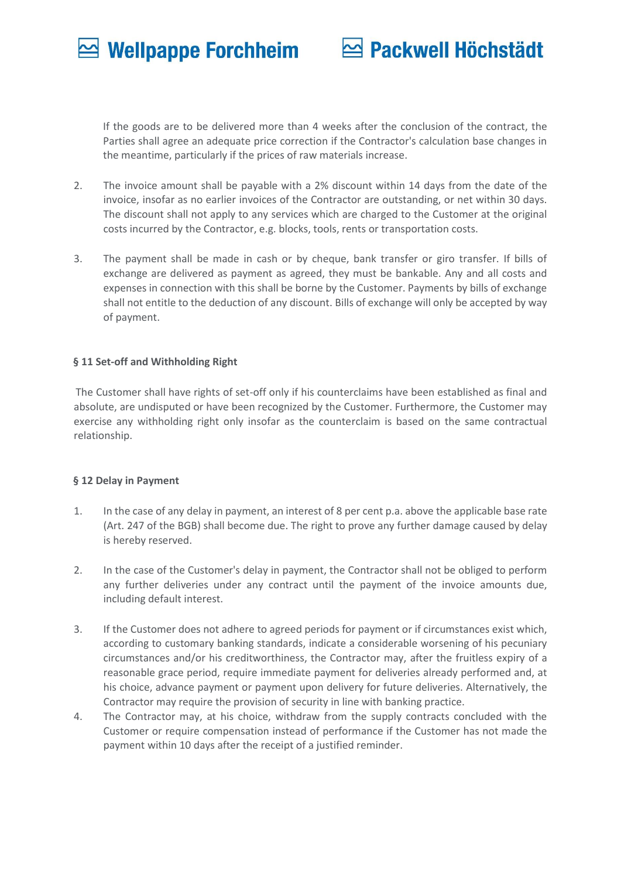If the goods are to be delivered more than 4 weeks after the conclusion of the contract, the Parties shall agree an adequate price correction if the Contractor's calculation base changes in the meantime, particularly if the prices of raw materials increase.

2. The invoice amount shall be payable with a 2% discount within 14 days from the date of the invoice, insofar as no earlier invoices of the Contractor are outstanding, or net within 30 days. The discount shall not apply to any services which are charged to the Customer at the original costs incurred by the Contractor, e.g. blocks, tools, rents or transportation costs.

3. The payment shall be made in cash or by cheque, bank transfer or giro transfer. If bills of exchange are delivered as payment as agreed, they must be bankable. Any and all costs and expenses in connection with this shall be borne by the Customer. Payments by bills of exchange shall not entitle to the deduction of any discount. Bills of exchange will only be accepted by way of payment.

### § 11 Set-off and Withholding Right

The Customer shall have rights of set-off only if his counterclaims have been established as final and absolute, are undisputed or have been recognized by the Customer. Furthermore, the Customer may exercise any withholding right only insofar as the counterclaim is based on the same contractual relationship.

### § 12 Delay in Payment

1. In the case of any delay in payment, an interest of 8 per cent p.a. above the applicable base rate (Art. 247 of the BGB) shall become due. The right to prove any further damage caused by delay is hereby reserved.

2. In the case of the Customer's delay in payment, the Contractor shall not be obliged to perform any further deliveries under any contract until the payment of the invoice amounts due, including default interest.

3. If the Customer does not adhere to agreed periods for payment or if circumstances exist which, according to customary banking standards, indicate a considerable worsening of his pecuniary circumstances and/or his creditworthiness, the Contractor may, after the fruitless expiry of a reasonable grace period, require immediate payment for deliveries already performed and, at his choice, advance payment or payment upon delivery for future deliveries. Alternatively, the Contractor may require the provision of security in line with banking practice.
4. The Contractor may, at his choice, withdraw from the supply contracts concluded with the Customer or require compensation instead of performance if the Customer has not made the payment within 10 days after the receipt of a justified reminder.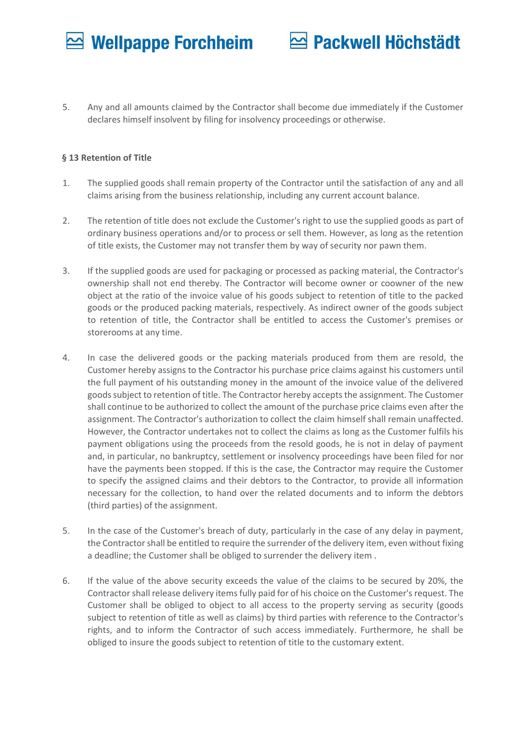5. Any and all amounts claimed by the Contractor shall become due immediately if the Customer declares himself insolvent by filing for insolvency proceedings or otherwise.

**§ 13 Retention of Title**

1. The supplied goods shall remain property of the Contractor until the satisfaction of any and all claims arising from the business relationship, including any current account balance.

2. The retention of title does not exclude the Customer's right to use the supplied goods as part of ordinary business operations and/or to process or sell them. However, as long as the retention of title exists, the Customer may not transfer them by way of security nor pawn them.

3. If the supplied goods are used for packaging or processed as packing material, the Contractor's ownership shall not end thereby. The Contractor will become owner or coowner of the new object at the ratio of the invoice value of his goods subject to retention of title to the packed goods or the produced packing materials, respectively. As indirect owner of the goods subject to retention of title, the Contractor shall be entitled to access the Customer's premises or storerooms at any time.

4. In case the delivered goods or the packing materials produced from them are resold, the Customer hereby assigns to the Contractor his purchase price claims against his customers until the full payment of his outstanding money in the amount of the invoice value of the delivered goods subject to retention of title. The Contractor hereby accepts the assignment. The Customer shall continue to be authorized to collect the amount of the purchase price claims even after the assignment. The Contractor's authorization to collect the claim himself shall remain unaffected. However, the Contractor undertakes not to collect the claims as long as the Customer fulfils his payment obligations using the proceeds from the resold goods, he is not in delay of payment and, in particular, no bankruptcy, settlement or insolvency proceedings have been filed for nor have the payments been stopped. If this is the case, the Contractor may require the Customer to specify the assigned claims and their debtors to the Contractor, to provide all information necessary for the collection, to hand over the related documents and to inform the debtors (third parties) of the assignment.

5. In the case of the Customer's breach of duty, particularly in the case of any delay in payment, the Contractor shall be entitled to require the surrender of the delivery item, even without fixing a deadline; the Customer shall be obliged to surrender the delivery item .

6. If the value of the above security exceeds the value of the claims to be secured by 20%, the Contractor shall release delivery items fully paid for of his choice on the Customer's request. The Customer shall be obliged to object to all access to the property serving as security (goods subject to retention of title as well as claims) by third parties with reference to the Contractor's rights, and to inform the Contractor of such access immediately. Furthermore, he shall be obliged to insure the goods subject to retention of title to the customary extent.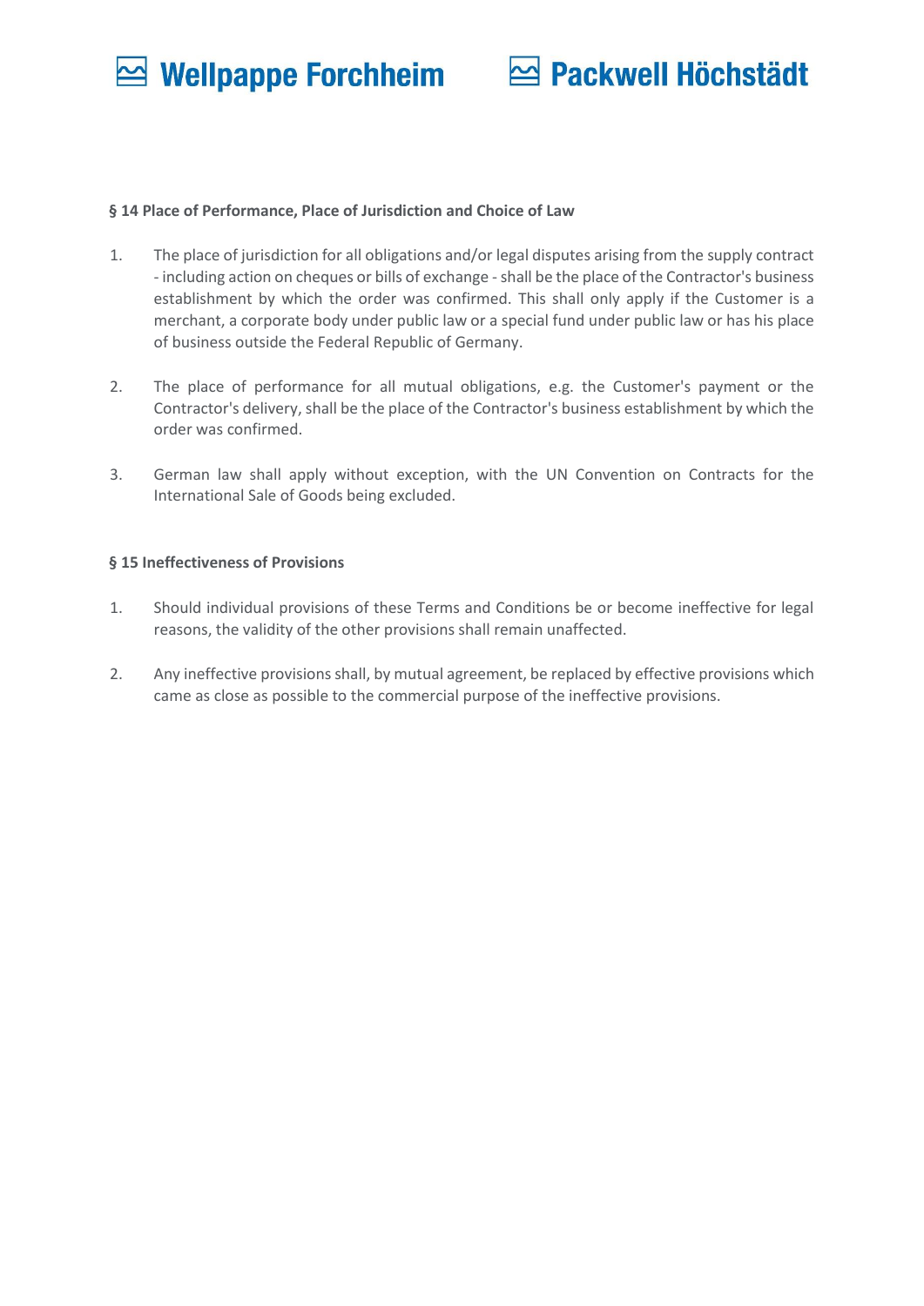### § 14 Place of Performance, Place of Jurisdiction and Choice of Law

1. The place of jurisdiction for all obligations and/or legal disputes arising from the supply contract - including action on cheques or bills of exchange - shall be the place of the Contractor's business establishment by which the order was confirmed. This shall only apply if the Customer is a merchant, a corporate body under public law or a special fund under public law or has his place of business outside the Federal Republic of Germany.

2. The place of performance for all mutual obligations, e.g. the Customer's payment or the Contractor's delivery, shall be the place of the Contractor's business establishment by which the order was confirmed.

3. German law shall apply without exception, with the UN Convention on Contracts for the International Sale of Goods being excluded.

### § 15 Ineffectiveness of Provisions

1. Should individual provisions of these Terms and Conditions be or become ineffective for legal reasons, the validity of the other provisions shall remain unaffected.

2. Any ineffective provisions shall, by mutual agreement, be replaced by effective provisions which came as close as possible to the commercial purpose of the ineffective provisions.